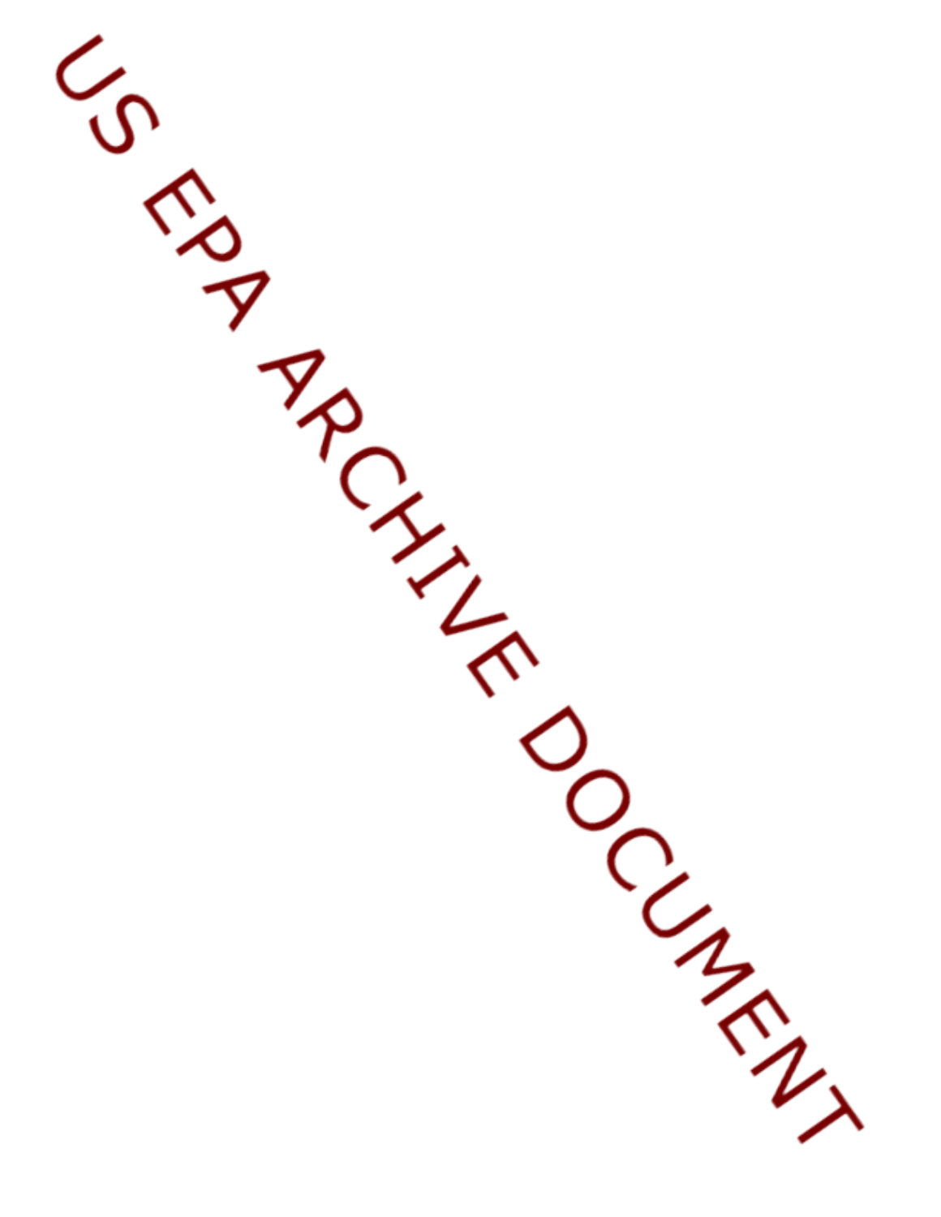US EPA ARCHIVE DOCUMENT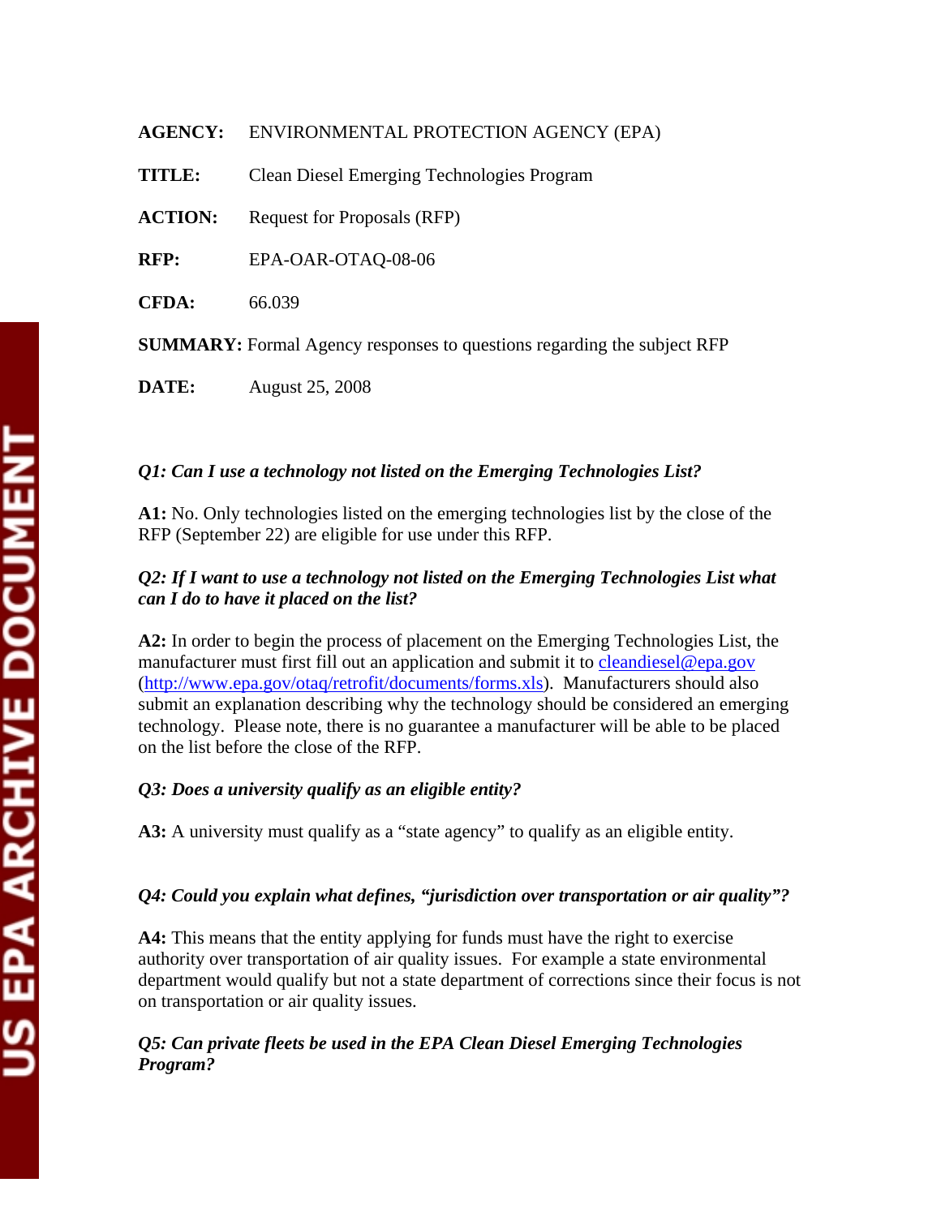**AGENCY:** ENVIRONMENTAL PROTECTION AGENCY (EPA)

**TITLE:** Clean Diesel Emerging Technologies Program

**ACTION:** Request for Proposals (RFP)

**RFP:** EPA-OAR-OTAQ-08-06

**CFDA:** 66.039

**SUMMARY:** Formal Agency responses to questions regarding the subject RFP

**DATE:** August 25, 2008

***Q1: Can I use a technology not listed on the Emerging Technologies List?***

**A1:** No. Only technologies listed on the emerging technologies list by the close of the RFP (September 22) are eligible for use under this RFP.

***Q2: If I want to use a technology not listed on the Emerging Technologies List what can I do to have it placed on the list?***

**A2:** In order to begin the process of placement on the Emerging Technologies List, the manufacturer must first fill out an application and submit it to cleandiesel@epa.gov (http://www.epa.gov/otaq/retrofit/documents/forms.xls). Manufacturers should also submit an explanation describing why the technology should be considered an emerging technology. Please note, there is no guarantee a manufacturer will be able to be placed on the list before the close of the RFP.

***Q3: Does a university qualify as an eligible entity?***

**A3:** A university must qualify as a "state agency" to qualify as an eligible entity.

***Q4: Could you explain what defines, "jurisdiction over transportation or air quality"?***

**A4:** This means that the entity applying for funds must have the right to exercise authority over transportation of air quality issues. For example a state environmental department would qualify but not a state department of corrections since their focus is not on transportation or air quality issues.

***Q5: Can private fleets be used in the EPA Clean Diesel Emerging Technologies Program?***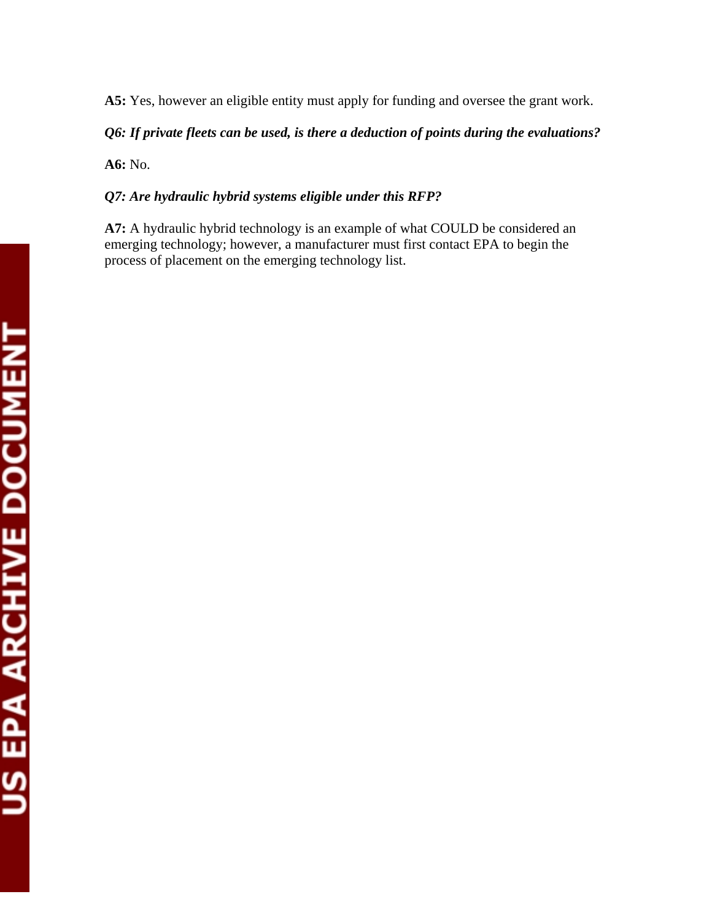**A5:** Yes, however an eligible entity must apply for funding and oversee the grant work.

***Q6: If private fleets can be used, is there a deduction of points during the evaluations?***

**A6:** No.

***Q7: Are hydraulic hybrid systems eligible under this RFP?***

**A7:** A hydraulic hybrid technology is an example of what COULD be considered an emerging technology; however, a manufacturer must first contact EPA to begin the process of placement on the emerging technology list.